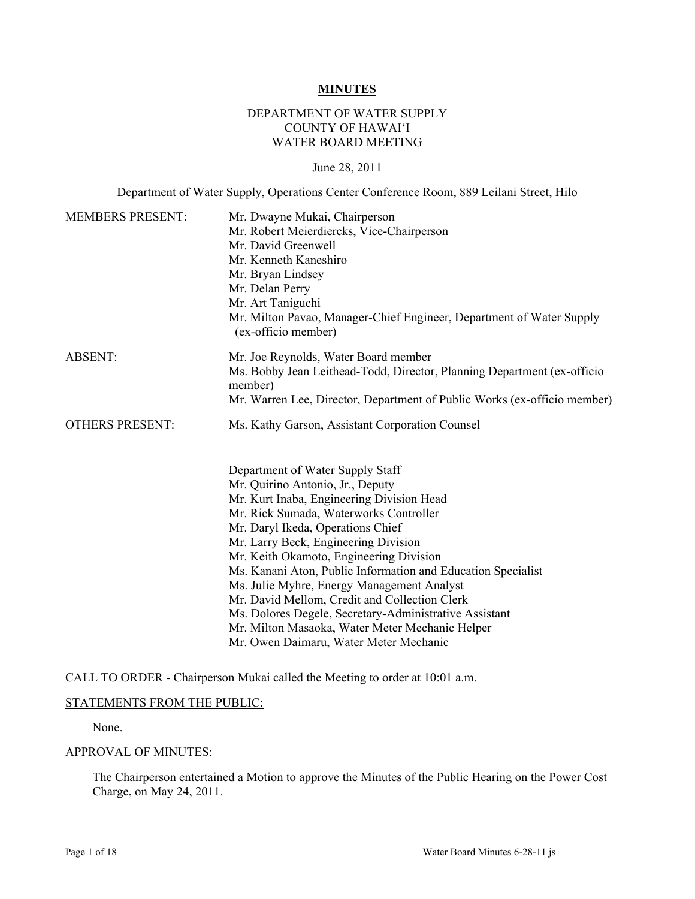# MINUTES

DEPARTMENT OF WATER SUPPLY
COUNTY OF HAWAIʻI
WATER BOARD MEETING

June 28, 2011

Department of Water Supply, Operations Center Conference Room, 889 Leilani Street, Hilo

| | |
|---|---|
| MEMBERS PRESENT: | Mr. Dwayne Mukai, Chairperson<br>Mr. Robert Meierdiercks, Vice-Chairperson<br>Mr. David Greenwell<br>Mr. Kenneth Kaneshiro<br>Mr. Bryan Lindsey<br>Mr. Delan Perry<br>Mr. Art Taniguchi<br>Mr. Milton Pavao, Manager-Chief Engineer, Department of Water Supply (ex-officio member) |
| ABSENT: | Mr. Joe Reynolds, Water Board member<br>Ms. Bobby Jean Leithead-Todd, Director, Planning Department (ex-officio member)<br>Mr. Warren Lee, Director, Department of Public Works (ex-officio member) |
| OTHERS PRESENT: | Ms. Kathy Garson, Assistant Corporation Counsel<br><br>Department of Water Supply Staff<br>Mr. Quirino Antonio, Jr., Deputy<br>Mr. Kurt Inaba, Engineering Division Head<br>Mr. Rick Sumada, Waterworks Controller<br>Mr. Daryl Ikeda, Operations Chief<br>Mr. Larry Beck, Engineering Division<br>Mr. Keith Okamoto, Engineering Division<br>Ms. Kanani Aton, Public Information and Education Specialist<br>Ms. Julie Myhre, Energy Management Analyst<br>Mr. David Mellom, Credit and Collection Clerk<br>Ms. Dolores Degele, Secretary-Administrative Assistant<br>Mr. Milton Masaoka, Water Meter Mechanic Helper<br>Mr. Owen Daimaru, Water Meter Mechanic |

CALL TO ORDER - Chairperson Mukai called the Meeting to order at 10:01 a.m.

STATEMENTS FROM THE PUBLIC:

None.

APPROVAL OF MINUTES:

The Chairperson entertained a Motion to approve the Minutes of the Public Hearing on the Power Cost Charge, on May 24, 2011.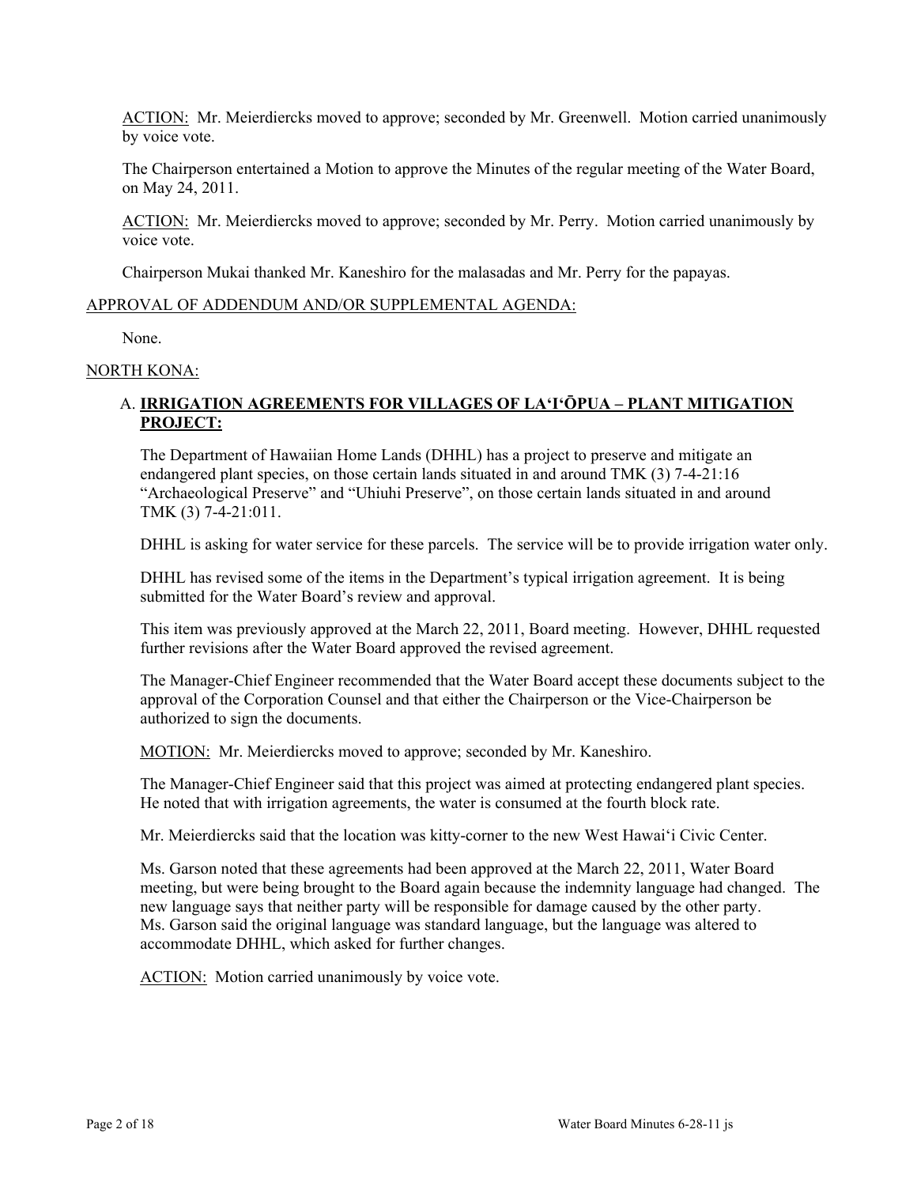ACTION: Mr. Meierdiercks moved to approve; seconded by Mr. Greenwell. Motion carried unanimously by voice vote.

The Chairperson entertained a Motion to approve the Minutes of the regular meeting of the Water Board, on May 24, 2011.

ACTION: Mr. Meierdiercks moved to approve; seconded by Mr. Perry. Motion carried unanimously by voice vote.

Chairperson Mukai thanked Mr. Kaneshiro for the malasadas and Mr. Perry for the papayas.

APPROVAL OF ADDENDUM AND/OR SUPPLEMENTAL AGENDA:

None.

NORTH KONA:

A. **IRRIGATION AGREEMENTS FOR VILLAGES OF LA'I'ŌPUA – PLANT MITIGATION PROJECT:**

The Department of Hawaiian Home Lands (DHHL) has a project to preserve and mitigate an endangered plant species, on those certain lands situated in and around TMK (3) 7-4-21:16 "Archaeological Preserve" and "Uhiuhi Preserve", on those certain lands situated in and around TMK (3) 7-4-21:011.

DHHL is asking for water service for these parcels. The service will be to provide irrigation water only.

DHHL has revised some of the items in the Department's typical irrigation agreement. It is being submitted for the Water Board's review and approval.

This item was previously approved at the March 22, 2011, Board meeting. However, DHHL requested further revisions after the Water Board approved the revised agreement.

The Manager-Chief Engineer recommended that the Water Board accept these documents subject to the approval of the Corporation Counsel and that either the Chairperson or the Vice-Chairperson be authorized to sign the documents.

MOTION: Mr. Meierdiercks moved to approve; seconded by Mr. Kaneshiro.

The Manager-Chief Engineer said that this project was aimed at protecting endangered plant species. He noted that with irrigation agreements, the water is consumed at the fourth block rate.

Mr. Meierdiercks said that the location was kitty-corner to the new West Hawai'i Civic Center.

Ms. Garson noted that these agreements had been approved at the March 22, 2011, Water Board meeting, but were being brought to the Board again because the indemnity language had changed. The new language says that neither party will be responsible for damage caused by the other party. Ms. Garson said the original language was standard language, but the language was altered to accommodate DHHL, which asked for further changes.

ACTION: Motion carried unanimously by voice vote.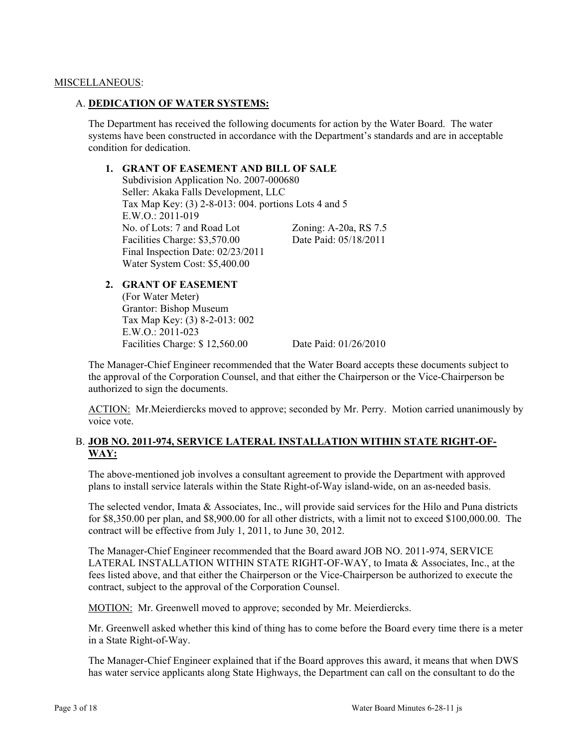MISCELLANEOUS:

## A. **DEDICATION OF WATER SYSTEMS:**

The Department has received the following documents for action by the Water Board. The water systems have been constructed in accordance with the Department's standards and are in acceptable condition for dedication.

1. **GRANT OF EASEMENT AND BILL OF SALE**
   Subdivision Application No. 2007-000680
   Seller: Akaka Falls Development, LLC
   Tax Map Key: (3) 2-8-013: 004. portions Lots 4 and 5
   E.W.O.: 2011-019
   No. of Lots: 7 and Road Lot    Zoning: A-20a, RS 7.5
   Facilities Charge: $3,570.00    Date Paid: 05/18/2011
   Final Inspection Date: 02/23/2011
   Water System Cost: $5,400.00

2. **GRANT OF EASEMENT**
   (For Water Meter)
   Grantor: Bishop Museum
   Tax Map Key: (3) 8-2-013: 002
   E.W.O.: 2011-023
   Facilities Charge: $ 12,560.00    Date Paid: 01/26/2010

The Manager-Chief Engineer recommended that the Water Board accepts these documents subject to the approval of the Corporation Counsel, and that either the Chairperson or the Vice-Chairperson be authorized to sign the documents.

ACTION: Mr.Meierdiercks moved to approve; seconded by Mr. Perry. Motion carried unanimously by voice vote.

## B. **JOB NO. 2011-974, SERVICE LATERAL INSTALLATION WITHIN STATE RIGHT-OF-WAY:**

The above-mentioned job involves a consultant agreement to provide the Department with approved plans to install service laterals within the State Right-of-Way island-wide, on an as-needed basis.

The selected vendor, Imata & Associates, Inc., will provide said services for the Hilo and Puna districts for $8,350.00 per plan, and $8,900.00 for all other districts, with a limit not to exceed $100,000.00. The contract will be effective from July 1, 2011, to June 30, 2012.

The Manager-Chief Engineer recommended that the Board award JOB NO. 2011-974, SERVICE LATERAL INSTALLATION WITHIN STATE RIGHT-OF-WAY, to Imata & Associates, Inc., at the fees listed above, and that either the Chairperson or the Vice-Chairperson be authorized to execute the contract, subject to the approval of the Corporation Counsel.

MOTION: Mr. Greenwell moved to approve; seconded by Mr. Meierdiercks.

Mr. Greenwell asked whether this kind of thing has to come before the Board every time there is a meter in a State Right-of-Way.

The Manager-Chief Engineer explained that if the Board approves this award, it means that when DWS has water service applicants along State Highways, the Department can call on the consultant to do the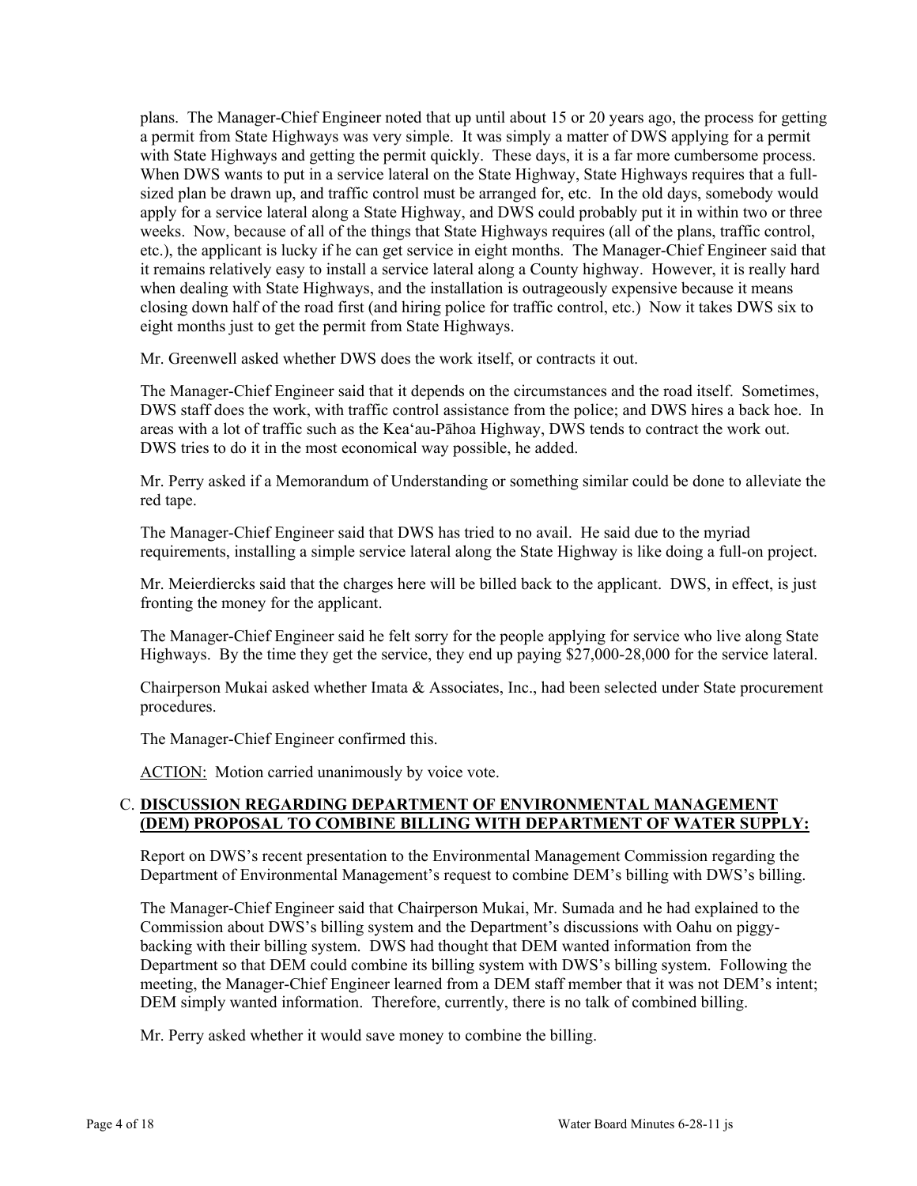plans. The Manager-Chief Engineer noted that up until about 15 or 20 years ago, the process for getting a permit from State Highways was very simple. It was simply a matter of DWS applying for a permit with State Highways and getting the permit quickly. These days, it is a far more cumbersome process. When DWS wants to put in a service lateral on the State Highway, State Highways requires that a full-sized plan be drawn up, and traffic control must be arranged for, etc. In the old days, somebody would apply for a service lateral along a State Highway, and DWS could probably put it in within two or three weeks. Now, because of all of the things that State Highways requires (all of the plans, traffic control, etc.), the applicant is lucky if he can get service in eight months. The Manager-Chief Engineer said that it remains relatively easy to install a service lateral along a County highway. However, it is really hard when dealing with State Highways, and the installation is outrageously expensive because it means closing down half of the road first (and hiring police for traffic control, etc.) Now it takes DWS six to eight months just to get the permit from State Highways.

Mr. Greenwell asked whether DWS does the work itself, or contracts it out.

The Manager-Chief Engineer said that it depends on the circumstances and the road itself. Sometimes, DWS staff does the work, with traffic control assistance from the police; and DWS hires a back hoe. In areas with a lot of traffic such as the Kea'au-Pāhoa Highway, DWS tends to contract the work out. DWS tries to do it in the most economical way possible, he added.

Mr. Perry asked if a Memorandum of Understanding or something similar could be done to alleviate the red tape.

The Manager-Chief Engineer said that DWS has tried to no avail. He said due to the myriad requirements, installing a simple service lateral along the State Highway is like doing a full-on project.

Mr. Meierdiercks said that the charges here will be billed back to the applicant. DWS, in effect, is just fronting the money for the applicant.

The Manager-Chief Engineer said he felt sorry for the people applying for service who live along State Highways. By the time they get the service, they end up paying $27,000-28,000 for the service lateral.

Chairperson Mukai asked whether Imata & Associates, Inc., had been selected under State procurement procedures.

The Manager-Chief Engineer confirmed this.

ACTION: Motion carried unanimously by voice vote.

C. **DISCUSSION REGARDING DEPARTMENT OF ENVIRONMENTAL MANAGEMENT (DEM) PROPOSAL TO COMBINE BILLING WITH DEPARTMENT OF WATER SUPPLY:**

Report on DWS's recent presentation to the Environmental Management Commission regarding the Department of Environmental Management's request to combine DEM's billing with DWS's billing.

The Manager-Chief Engineer said that Chairperson Mukai, Mr. Sumada and he had explained to the Commission about DWS's billing system and the Department's discussions with Oahu on piggy-backing with their billing system. DWS had thought that DEM wanted information from the Department so that DEM could combine its billing system with DWS's billing system. Following the meeting, the Manager-Chief Engineer learned from a DEM staff member that it was not DEM's intent; DEM simply wanted information. Therefore, currently, there is no talk of combined billing.

Mr. Perry asked whether it would save money to combine the billing.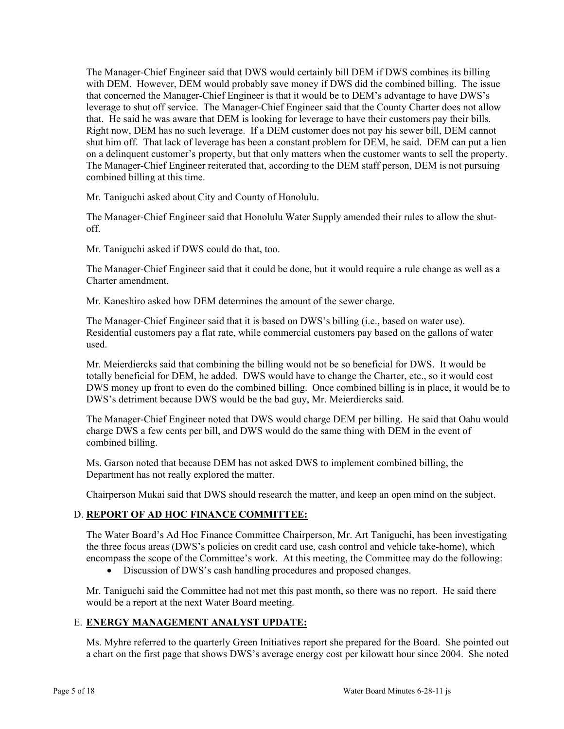The Manager-Chief Engineer said that DWS would certainly bill DEM if DWS combines its billing with DEM. However, DEM would probably save money if DWS did the combined billing. The issue that concerned the Manager-Chief Engineer is that it would be to DEM's advantage to have DWS's leverage to shut off service. The Manager-Chief Engineer said that the County Charter does not allow that. He said he was aware that DEM is looking for leverage to have their customers pay their bills. Right now, DEM has no such leverage. If a DEM customer does not pay his sewer bill, DEM cannot shut him off. That lack of leverage has been a constant problem for DEM, he said. DEM can put a lien on a delinquent customer's property, but that only matters when the customer wants to sell the property. The Manager-Chief Engineer reiterated that, according to the DEM staff person, DEM is not pursuing combined billing at this time.

Mr. Taniguchi asked about City and County of Honolulu.

The Manager-Chief Engineer said that Honolulu Water Supply amended their rules to allow the shut-off.

Mr. Taniguchi asked if DWS could do that, too.

The Manager-Chief Engineer said that it could be done, but it would require a rule change as well as a Charter amendment.

Mr. Kaneshiro asked how DEM determines the amount of the sewer charge.

The Manager-Chief Engineer said that it is based on DWS's billing (i.e., based on water use). Residential customers pay a flat rate, while commercial customers pay based on the gallons of water used.

Mr. Meierdiercks said that combining the billing would not be so beneficial for DWS. It would be totally beneficial for DEM, he added. DWS would have to change the Charter, etc., so it would cost DWS money up front to even do the combined billing. Once combined billing is in place, it would be to DWS's detriment because DWS would be the bad guy, Mr. Meierdiercks said.

The Manager-Chief Engineer noted that DWS would charge DEM per billing. He said that Oahu would charge DWS a few cents per bill, and DWS would do the same thing with DEM in the event of combined billing.

Ms. Garson noted that because DEM has not asked DWS to implement combined billing, the Department has not really explored the matter.

Chairperson Mukai said that DWS should research the matter, and keep an open mind on the subject.

## D. **REPORT OF AD HOC FINANCE COMMITTEE:**

The Water Board's Ad Hoc Finance Committee Chairperson, Mr. Art Taniguchi, has been investigating the three focus areas (DWS's policies on credit card use, cash control and vehicle take-home), which encompass the scope of the Committee's work. At this meeting, the Committee may do the following:

- Discussion of DWS's cash handling procedures and proposed changes.

Mr. Taniguchi said the Committee had not met this past month, so there was no report. He said there would be a report at the next Water Board meeting.

## E. **ENERGY MANAGEMENT ANALYST UPDATE:**

Ms. Myhre referred to the quarterly Green Initiatives report she prepared for the Board. She pointed out a chart on the first page that shows DWS's average energy cost per kilowatt hour since 2004. She noted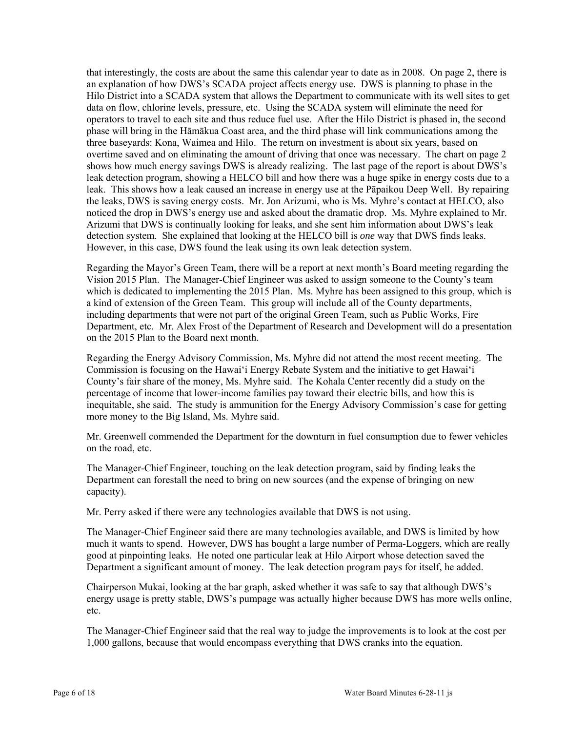that interestingly, the costs are about the same this calendar year to date as in 2008. On page 2, there is an explanation of how DWS's SCADA project affects energy use. DWS is planning to phase in the Hilo District into a SCADA system that allows the Department to communicate with its well sites to get data on flow, chlorine levels, pressure, etc. Using the SCADA system will eliminate the need for operators to travel to each site and thus reduce fuel use. After the Hilo District is phased in, the second phase will bring in the Hāmākua Coast area, and the third phase will link communications among the three baseyards: Kona, Waimea and Hilo. The return on investment is about six years, based on overtime saved and on eliminating the amount of driving that once was necessary. The chart on page 2 shows how much energy savings DWS is already realizing. The last page of the report is about DWS's leak detection program, showing a HELCO bill and how there was a huge spike in energy costs due to a leak. This shows how a leak caused an increase in energy use at the Pāpaikou Deep Well. By repairing the leaks, DWS is saving energy costs. Mr. Jon Arizumi, who is Ms. Myhre's contact at HELCO, also noticed the drop in DWS's energy use and asked about the dramatic drop. Ms. Myhre explained to Mr. Arizumi that DWS is continually looking for leaks, and she sent him information about DWS's leak detection system. She explained that looking at the HELCO bill is *one* way that DWS finds leaks. However, in this case, DWS found the leak using its own leak detection system.

Regarding the Mayor's Green Team, there will be a report at next month's Board meeting regarding the Vision 2015 Plan. The Manager-Chief Engineer was asked to assign someone to the County's team which is dedicated to implementing the 2015 Plan. Ms. Myhre has been assigned to this group, which is a kind of extension of the Green Team. This group will include all of the County departments, including departments that were not part of the original Green Team, such as Public Works, Fire Department, etc. Mr. Alex Frost of the Department of Research and Development will do a presentation on the 2015 Plan to the Board next month.

Regarding the Energy Advisory Commission, Ms. Myhre did not attend the most recent meeting. The Commission is focusing on the Hawai'i Energy Rebate System and the initiative to get Hawai'i County's fair share of the money, Ms. Myhre said. The Kohala Center recently did a study on the percentage of income that lower-income families pay toward their electric bills, and how this is inequitable, she said. The study is ammunition for the Energy Advisory Commission's case for getting more money to the Big Island, Ms. Myhre said.

Mr. Greenwell commended the Department for the downturn in fuel consumption due to fewer vehicles on the road, etc.

The Manager-Chief Engineer, touching on the leak detection program, said by finding leaks the Department can forestall the need to bring on new sources (and the expense of bringing on new capacity).

Mr. Perry asked if there were any technologies available that DWS is not using.

The Manager-Chief Engineer said there are many technologies available, and DWS is limited by how much it wants to spend. However, DWS has bought a large number of Perma-Loggers, which are really good at pinpointing leaks. He noted one particular leak at Hilo Airport whose detection saved the Department a significant amount of money. The leak detection program pays for itself, he added.

Chairperson Mukai, looking at the bar graph, asked whether it was safe to say that although DWS's energy usage is pretty stable, DWS's pumpage was actually higher because DWS has more wells online, etc.

The Manager-Chief Engineer said that the real way to judge the improvements is to look at the cost per 1,000 gallons, because that would encompass everything that DWS cranks into the equation.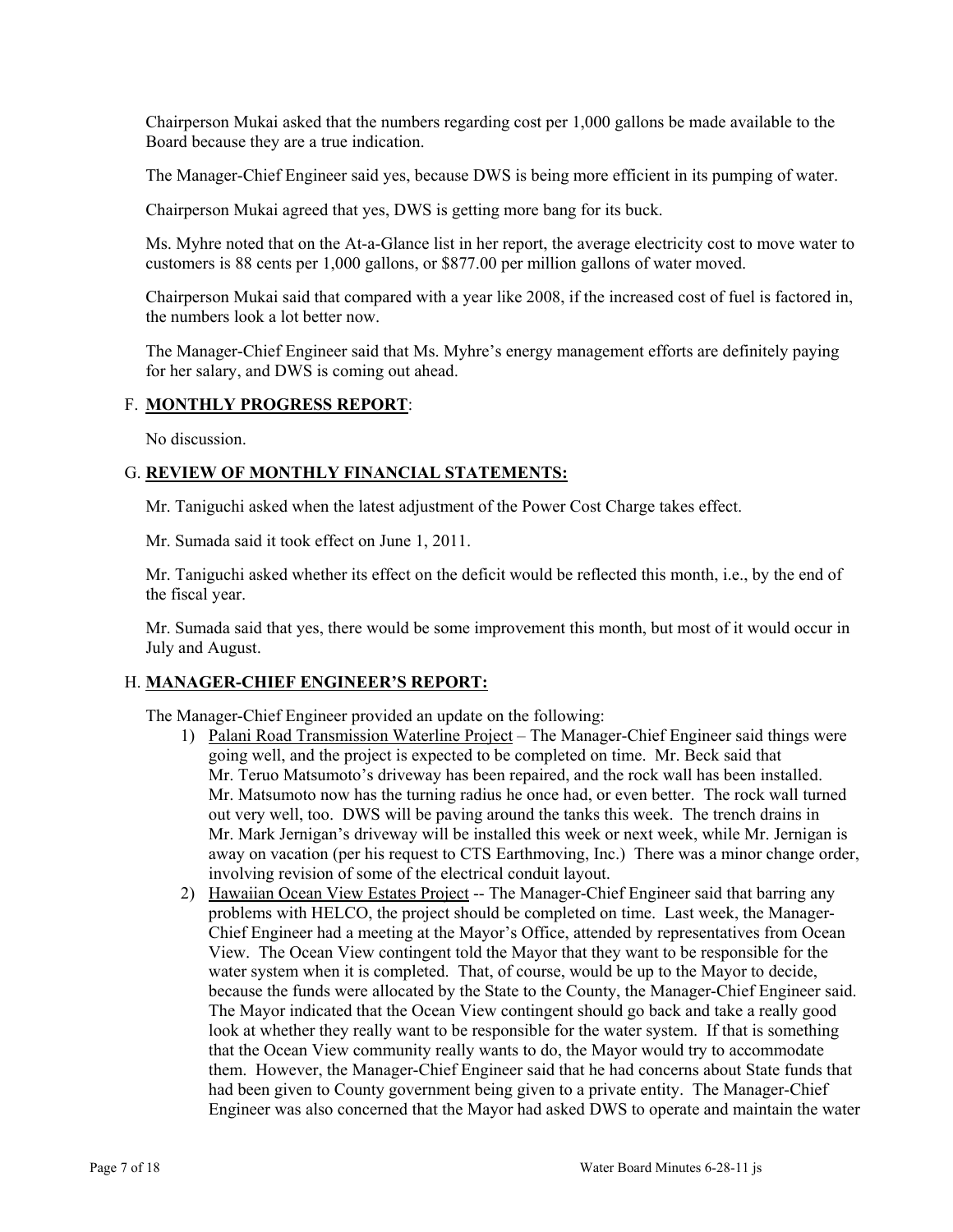Chairperson Mukai asked that the numbers regarding cost per 1,000 gallons be made available to the Board because they are a true indication.

The Manager-Chief Engineer said yes, because DWS is being more efficient in its pumping of water.

Chairperson Mukai agreed that yes, DWS is getting more bang for its buck.

Ms. Myhre noted that on the At-a-Glance list in her report, the average electricity cost to move water to customers is 88 cents per 1,000 gallons, or $877.00 per million gallons of water moved.

Chairperson Mukai said that compared with a year like 2008, if the increased cost of fuel is factored in, the numbers look a lot better now.

The Manager-Chief Engineer said that Ms. Myhre's energy management efforts are definitely paying for her salary, and DWS is coming out ahead.

## F. **MONTHLY PROGRESS REPORT**:

No discussion.

## G. **REVIEW OF MONTHLY FINANCIAL STATEMENTS:**

Mr. Taniguchi asked when the latest adjustment of the Power Cost Charge takes effect.

Mr. Sumada said it took effect on June 1, 2011.

Mr. Taniguchi asked whether its effect on the deficit would be reflected this month, i.e., by the end of the fiscal year.

Mr. Sumada said that yes, there would be some improvement this month, but most of it would occur in July and August.

## H. **MANAGER-CHIEF ENGINEER'S REPORT:**

The Manager-Chief Engineer provided an update on the following:

1) Palani Road Transmission Waterline Project – The Manager-Chief Engineer said things were going well, and the project is expected to be completed on time. Mr. Beck said that Mr. Teruo Matsumoto's driveway has been repaired, and the rock wall has been installed. Mr. Matsumoto now has the turning radius he once had, or even better. The rock wall turned out very well, too. DWS will be paving around the tanks this week. The trench drains in Mr. Mark Jernigan's driveway will be installed this week or next week, while Mr. Jernigan is away on vacation (per his request to CTS Earthmoving, Inc.) There was a minor change order, involving revision of some of the electrical conduit layout.
2) Hawaiian Ocean View Estates Project -- The Manager-Chief Engineer said that barring any problems with HELCO, the project should be completed on time. Last week, the Manager-Chief Engineer had a meeting at the Mayor's Office, attended by representatives from Ocean View. The Ocean View contingent told the Mayor that they want to be responsible for the water system when it is completed. That, of course, would be up to the Mayor to decide, because the funds were allocated by the State to the County, the Manager-Chief Engineer said. The Mayor indicated that the Ocean View contingent should go back and take a really good look at whether they really want to be responsible for the water system. If that is something that the Ocean View community really wants to do, the Mayor would try to accommodate them. However, the Manager-Chief Engineer said that he had concerns about State funds that had been given to County government being given to a private entity. The Manager-Chief Engineer was also concerned that the Mayor had asked DWS to operate and maintain the water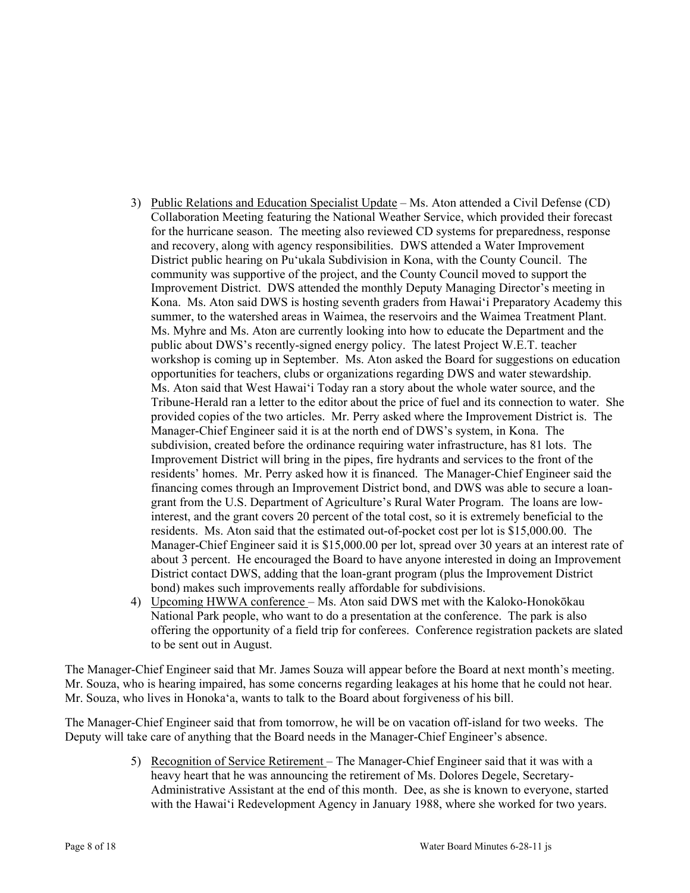3) Public Relations and Education Specialist Update – Ms. Aton attended a Civil Defense (CD) Collaboration Meeting featuring the National Weather Service, which provided their forecast for the hurricane season. The meeting also reviewed CD systems for preparedness, response and recovery, along with agency responsibilities. DWS attended a Water Improvement District public hearing on Puʻukala Subdivision in Kona, with the County Council. The community was supportive of the project, and the County Council moved to support the Improvement District. DWS attended the monthly Deputy Managing Director's meeting in Kona. Ms. Aton said DWS is hosting seventh graders from Hawaiʻi Preparatory Academy this summer, to the watershed areas in Waimea, the reservoirs and the Waimea Treatment Plant. Ms. Myhre and Ms. Aton are currently looking into how to educate the Department and the public about DWS's recently-signed energy policy. The latest Project W.E.T. teacher workshop is coming up in September. Ms. Aton asked the Board for suggestions on education opportunities for teachers, clubs or organizations regarding DWS and water stewardship. Ms. Aton said that West Hawaiʻi Today ran a story about the whole water source, and the Tribune-Herald ran a letter to the editor about the price of fuel and its connection to water. She provided copies of the two articles. Mr. Perry asked where the Improvement District is. The Manager-Chief Engineer said it is at the north end of DWS's system, in Kona. The subdivision, created before the ordinance requiring water infrastructure, has 81 lots. The Improvement District will bring in the pipes, fire hydrants and services to the front of the residents' homes. Mr. Perry asked how it is financed. The Manager-Chief Engineer said the financing comes through an Improvement District bond, and DWS was able to secure a loan-grant from the U.S. Department of Agriculture's Rural Water Program. The loans are low-interest, and the grant covers 20 percent of the total cost, so it is extremely beneficial to the residents. Ms. Aton said that the estimated out-of-pocket cost per lot is $15,000.00. The Manager-Chief Engineer said it is $15,000.00 per lot, spread over 30 years at an interest rate of about 3 percent. He encouraged the Board to have anyone interested in doing an Improvement District contact DWS, adding that the loan-grant program (plus the Improvement District bond) makes such improvements really affordable for subdivisions.
4) Upcoming HWWA conference – Ms. Aton said DWS met with the Kaloko-Honokōkau National Park people, who want to do a presentation at the conference. The park is also offering the opportunity of a field trip for conferees. Conference registration packets are slated to be sent out in August.

The Manager-Chief Engineer said that Mr. James Souza will appear before the Board at next month's meeting. Mr. Souza, who is hearing impaired, has some concerns regarding leakages at his home that he could not hear. Mr. Souza, who lives in Honokaʻa, wants to talk to the Board about forgiveness of his bill.

The Manager-Chief Engineer said that from tomorrow, he will be on vacation off-island for two weeks. The Deputy will take care of anything that the Board needs in the Manager-Chief Engineer's absence.

5) Recognition of Service Retirement – The Manager-Chief Engineer said that it was with a heavy heart that he was announcing the retirement of Ms. Dolores Degele, Secretary-Administrative Assistant at the end of this month. Dee, as she is known to everyone, started with the Hawaiʻi Redevelopment Agency in January 1988, where she worked for two years.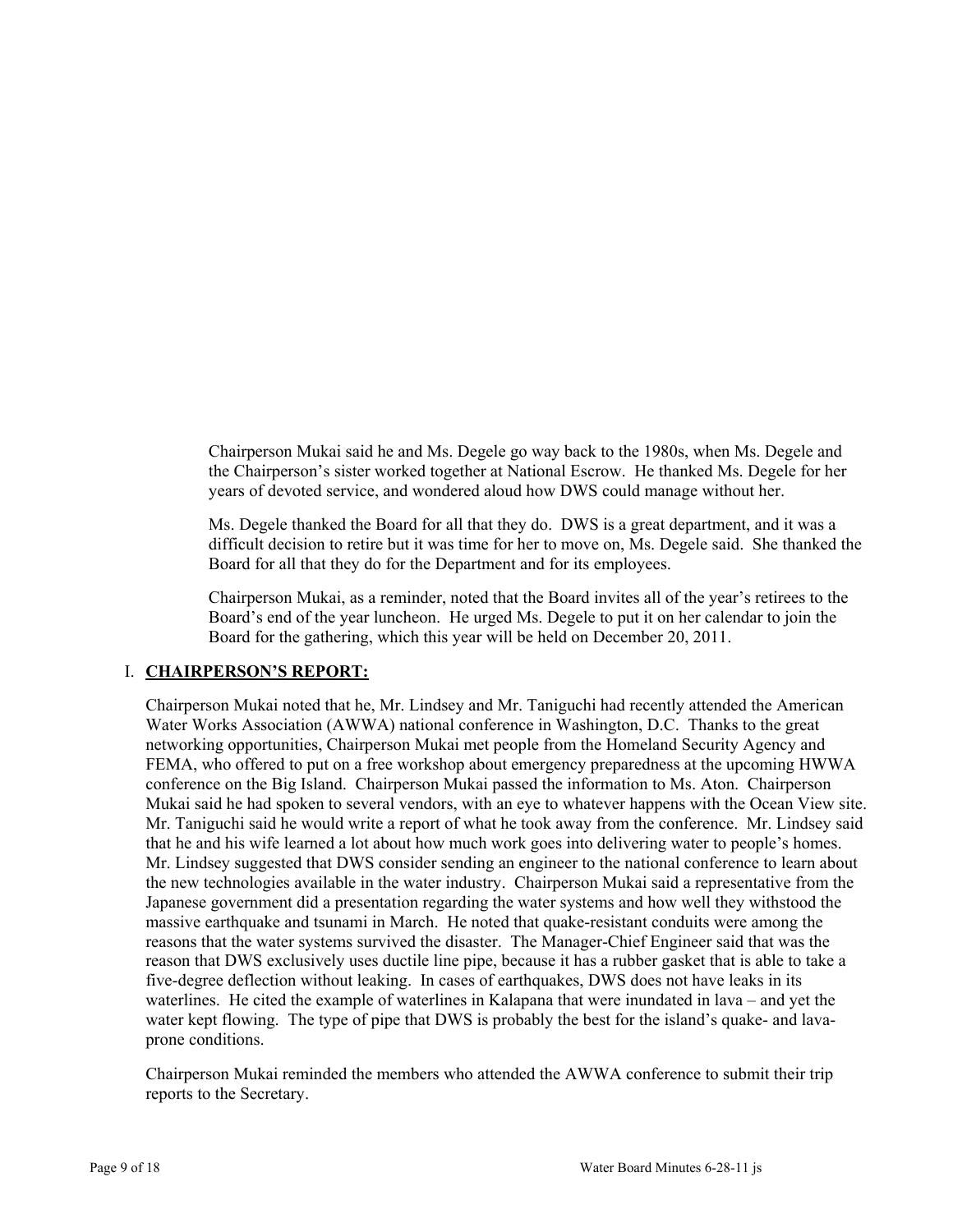Chairperson Mukai said he and Ms. Degele go way back to the 1980s, when Ms. Degele and the Chairperson's sister worked together at National Escrow. He thanked Ms. Degele for her years of devoted service, and wondered aloud how DWS could manage without her.

Ms. Degele thanked the Board for all that they do. DWS is a great department, and it was a difficult decision to retire but it was time for her to move on, Ms. Degele said. She thanked the Board for all that they do for the Department and for its employees.

Chairperson Mukai, as a reminder, noted that the Board invites all of the year's retirees to the Board's end of the year luncheon. He urged Ms. Degele to put it on her calendar to join the Board for the gathering, which this year will be held on December 20, 2011.

## I. **CHAIRPERSON'S REPORT:**

Chairperson Mukai noted that he, Mr. Lindsey and Mr. Taniguchi had recently attended the American Water Works Association (AWWA) national conference in Washington, D.C. Thanks to the great networking opportunities, Chairperson Mukai met people from the Homeland Security Agency and FEMA, who offered to put on a free workshop about emergency preparedness at the upcoming HWWA conference on the Big Island. Chairperson Mukai passed the information to Ms. Aton. Chairperson Mukai said he had spoken to several vendors, with an eye to whatever happens with the Ocean View site. Mr. Taniguchi said he would write a report of what he took away from the conference. Mr. Lindsey said that he and his wife learned a lot about how much work goes into delivering water to people's homes. Mr. Lindsey suggested that DWS consider sending an engineer to the national conference to learn about the new technologies available in the water industry. Chairperson Mukai said a representative from the Japanese government did a presentation regarding the water systems and how well they withstood the massive earthquake and tsunami in March. He noted that quake-resistant conduits were among the reasons that the water systems survived the disaster. The Manager-Chief Engineer said that was the reason that DWS exclusively uses ductile line pipe, because it has a rubber gasket that is able to take a five-degree deflection without leaking. In cases of earthquakes, DWS does not have leaks in its waterlines. He cited the example of waterlines in Kalapana that were inundated in lava – and yet the water kept flowing. The type of pipe that DWS is probably the best for the island's quake- and lava-prone conditions.

Chairperson Mukai reminded the members who attended the AWWA conference to submit their trip reports to the Secretary.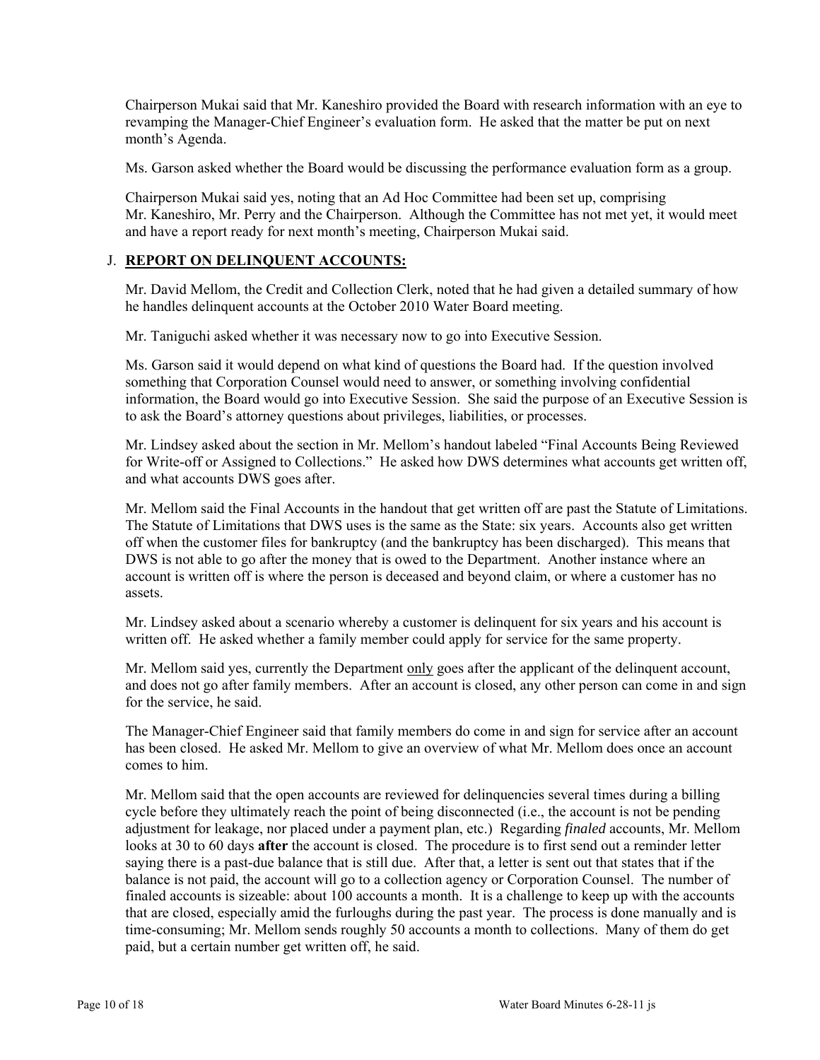Chairperson Mukai said that Mr. Kaneshiro provided the Board with research information with an eye to revamping the Manager-Chief Engineer's evaluation form. He asked that the matter be put on next month's Agenda.

Ms. Garson asked whether the Board would be discussing the performance evaluation form as a group.

Chairperson Mukai said yes, noting that an Ad Hoc Committee had been set up, comprising Mr. Kaneshiro, Mr. Perry and the Chairperson. Although the Committee has not met yet, it would meet and have a report ready for next month's meeting, Chairperson Mukai said.

## J. **REPORT ON DELINQUENT ACCOUNTS:**

Mr. David Mellom, the Credit and Collection Clerk, noted that he had given a detailed summary of how he handles delinquent accounts at the October 2010 Water Board meeting.

Mr. Taniguchi asked whether it was necessary now to go into Executive Session.

Ms. Garson said it would depend on what kind of questions the Board had. If the question involved something that Corporation Counsel would need to answer, or something involving confidential information, the Board would go into Executive Session. She said the purpose of an Executive Session is to ask the Board's attorney questions about privileges, liabilities, or processes.

Mr. Lindsey asked about the section in Mr. Mellom's handout labeled "Final Accounts Being Reviewed for Write-off or Assigned to Collections." He asked how DWS determines what accounts get written off, and what accounts DWS goes after.

Mr. Mellom said the Final Accounts in the handout that get written off are past the Statute of Limitations. The Statute of Limitations that DWS uses is the same as the State: six years. Accounts also get written off when the customer files for bankruptcy (and the bankruptcy has been discharged). This means that DWS is not able to go after the money that is owed to the Department. Another instance where an account is written off is where the person is deceased and beyond claim, or where a customer has no assets.

Mr. Lindsey asked about a scenario whereby a customer is delinquent for six years and his account is written off. He asked whether a family member could apply for service for the same property.

Mr. Mellom said yes, currently the Department <u>only</u> goes after the applicant of the delinquent account, and does not go after family members. After an account is closed, any other person can come in and sign for the service, he said.

The Manager-Chief Engineer said that family members do come in and sign for service after an account has been closed. He asked Mr. Mellom to give an overview of what Mr. Mellom does once an account comes to him.

Mr. Mellom said that the open accounts are reviewed for delinquencies several times during a billing cycle before they ultimately reach the point of being disconnected (i.e., the account is not be pending adjustment for leakage, nor placed under a payment plan, etc.) Regarding *finaled* accounts, Mr. Mellom looks at 30 to 60 days **after** the account is closed. The procedure is to first send out a reminder letter saying there is a past-due balance that is still due. After that, a letter is sent out that states that if the balance is not paid, the account will go to a collection agency or Corporation Counsel. The number of finaled accounts is sizeable: about 100 accounts a month. It is a challenge to keep up with the accounts that are closed, especially amid the furloughs during the past year. The process is done manually and is time-consuming; Mr. Mellom sends roughly 50 accounts a month to collections. Many of them do get paid, but a certain number get written off, he said.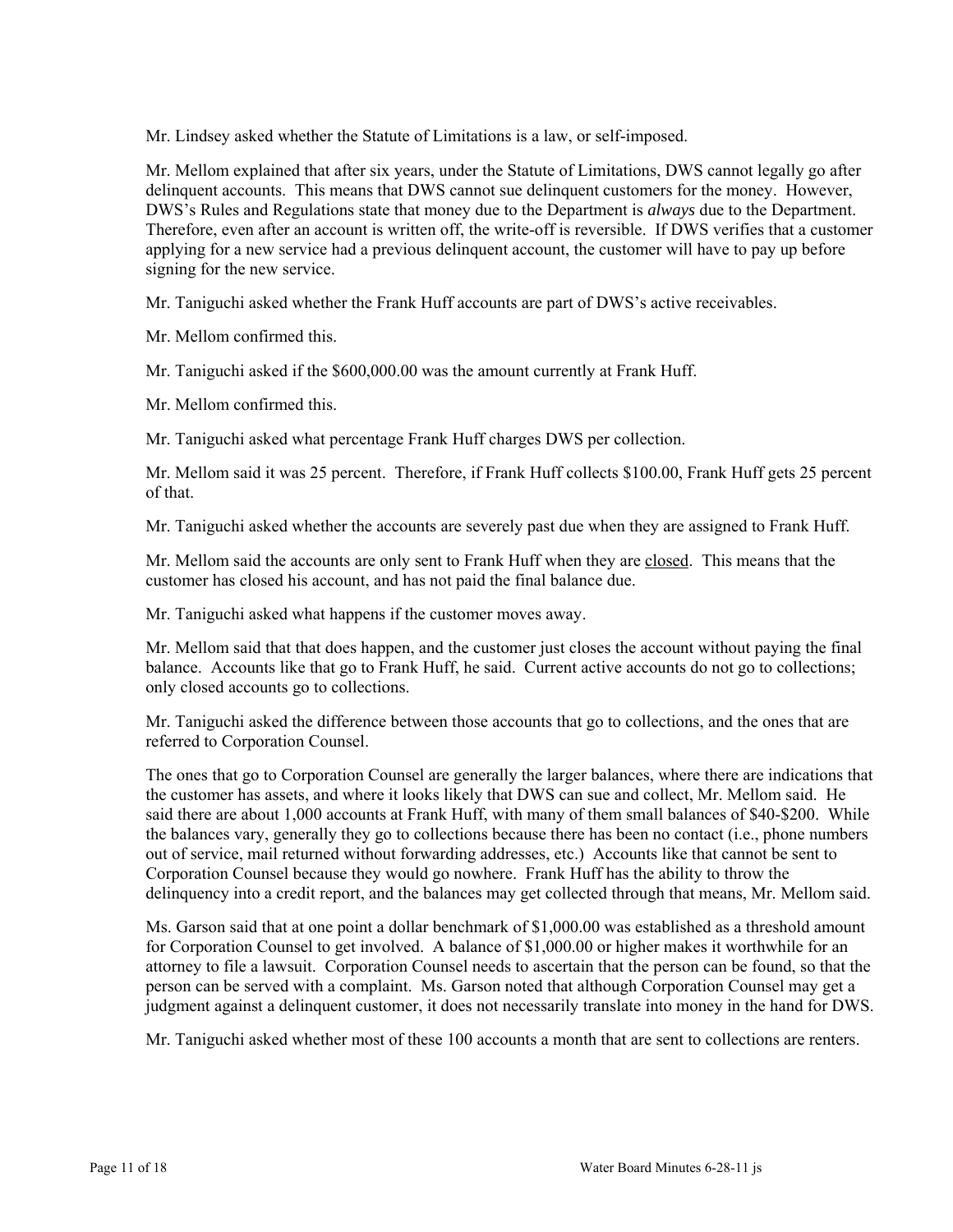Mr. Lindsey asked whether the Statute of Limitations is a law, or self-imposed.

Mr. Mellom explained that after six years, under the Statute of Limitations, DWS cannot legally go after delinquent accounts. This means that DWS cannot sue delinquent customers for the money. However, DWS's Rules and Regulations state that money due to the Department is *always* due to the Department. Therefore, even after an account is written off, the write-off is reversible. If DWS verifies that a customer applying for a new service had a previous delinquent account, the customer will have to pay up before signing for the new service.

Mr. Taniguchi asked whether the Frank Huff accounts are part of DWS's active receivables.

Mr. Mellom confirmed this.

Mr. Taniguchi asked if the $600,000.00 was the amount currently at Frank Huff.

Mr. Mellom confirmed this.

Mr. Taniguchi asked what percentage Frank Huff charges DWS per collection.

Mr. Mellom said it was 25 percent. Therefore, if Frank Huff collects $100.00, Frank Huff gets 25 percent of that.

Mr. Taniguchi asked whether the accounts are severely past due when they are assigned to Frank Huff.

Mr. Mellom said the accounts are only sent to Frank Huff when they are <u>closed</u>. This means that the customer has closed his account, and has not paid the final balance due.

Mr. Taniguchi asked what happens if the customer moves away.

Mr. Mellom said that that does happen, and the customer just closes the account without paying the final balance. Accounts like that go to Frank Huff, he said. Current active accounts do not go to collections; only closed accounts go to collections.

Mr. Taniguchi asked the difference between those accounts that go to collections, and the ones that are referred to Corporation Counsel.

The ones that go to Corporation Counsel are generally the larger balances, where there are indications that the customer has assets, and where it looks likely that DWS can sue and collect, Mr. Mellom said. He said there are about 1,000 accounts at Frank Huff, with many of them small balances of $40-$200. While the balances vary, generally they go to collections because there has been no contact (i.e., phone numbers out of service, mail returned without forwarding addresses, etc.) Accounts like that cannot be sent to Corporation Counsel because they would go nowhere. Frank Huff has the ability to throw the delinquency into a credit report, and the balances may get collected through that means, Mr. Mellom said.

Ms. Garson said that at one point a dollar benchmark of $1,000.00 was established as a threshold amount for Corporation Counsel to get involved. A balance of $1,000.00 or higher makes it worthwhile for an attorney to file a lawsuit. Corporation Counsel needs to ascertain that the person can be found, so that the person can be served with a complaint. Ms. Garson noted that although Corporation Counsel may get a judgment against a delinquent customer, it does not necessarily translate into money in the hand for DWS.

Mr. Taniguchi asked whether most of these 100 accounts a month that are sent to collections are renters.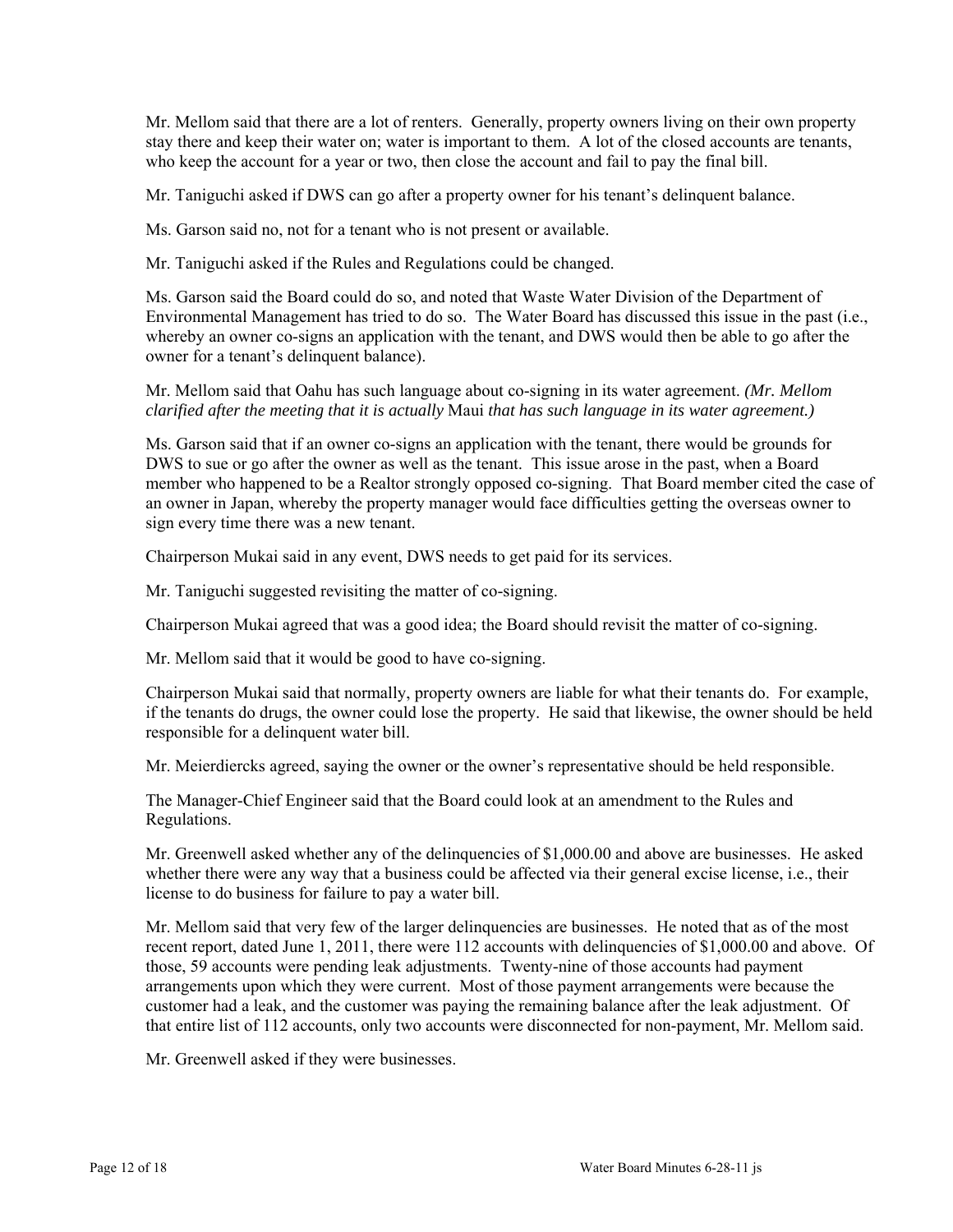Mr. Mellom said that there are a lot of renters. Generally, property owners living on their own property stay there and keep their water on; water is important to them. A lot of the closed accounts are tenants, who keep the account for a year or two, then close the account and fail to pay the final bill.

Mr. Taniguchi asked if DWS can go after a property owner for his tenant's delinquent balance.

Ms. Garson said no, not for a tenant who is not present or available.

Mr. Taniguchi asked if the Rules and Regulations could be changed.

Ms. Garson said the Board could do so, and noted that Waste Water Division of the Department of Environmental Management has tried to do so. The Water Board has discussed this issue in the past (i.e., whereby an owner co-signs an application with the tenant, and DWS would then be able to go after the owner for a tenant's delinquent balance).

Mr. Mellom said that Oahu has such language about co-signing in its water agreement. *(Mr. Mellom clarified after the meeting that it is actually* Maui *that has such language in its water agreement.)*

Ms. Garson said that if an owner co-signs an application with the tenant, there would be grounds for DWS to sue or go after the owner as well as the tenant. This issue arose in the past, when a Board member who happened to be a Realtor strongly opposed co-signing. That Board member cited the case of an owner in Japan, whereby the property manager would face difficulties getting the overseas owner to sign every time there was a new tenant.

Chairperson Mukai said in any event, DWS needs to get paid for its services.

Mr. Taniguchi suggested revisiting the matter of co-signing.

Chairperson Mukai agreed that was a good idea; the Board should revisit the matter of co-signing.

Mr. Mellom said that it would be good to have co-signing.

Chairperson Mukai said that normally, property owners are liable for what their tenants do. For example, if the tenants do drugs, the owner could lose the property. He said that likewise, the owner should be held responsible for a delinquent water bill.

Mr. Meierdiercks agreed, saying the owner or the owner's representative should be held responsible.

The Manager-Chief Engineer said that the Board could look at an amendment to the Rules and Regulations.

Mr. Greenwell asked whether any of the delinquencies of $1,000.00 and above are businesses. He asked whether there were any way that a business could be affected via their general excise license, i.e., their license to do business for failure to pay a water bill.

Mr. Mellom said that very few of the larger delinquencies are businesses. He noted that as of the most recent report, dated June 1, 2011, there were 112 accounts with delinquencies of $1,000.00 and above. Of those, 59 accounts were pending leak adjustments. Twenty-nine of those accounts had payment arrangements upon which they were current. Most of those payment arrangements were because the customer had a leak, and the customer was paying the remaining balance after the leak adjustment. Of that entire list of 112 accounts, only two accounts were disconnected for non-payment, Mr. Mellom said.

Mr. Greenwell asked if they were businesses.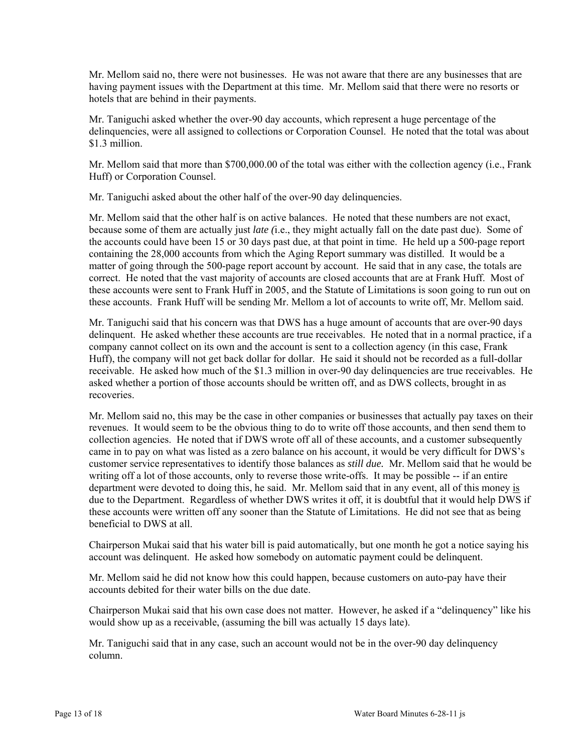Mr. Mellom said no, there were not businesses. He was not aware that there are any businesses that are having payment issues with the Department at this time. Mr. Mellom said that there were no resorts or hotels that are behind in their payments.

Mr. Taniguchi asked whether the over-90 day accounts, which represent a huge percentage of the delinquencies, were all assigned to collections or Corporation Counsel. He noted that the total was about \$1.3 million.

Mr. Mellom said that more than \$700,000.00 of the total was either with the collection agency (i.e., Frank Huff) or Corporation Counsel.

Mr. Taniguchi asked about the other half of the over-90 day delinquencies.

Mr. Mellom said that the other half is on active balances. He noted that these numbers are not exact, because some of them are actually just *late (*i.e., they might actually fall on the date past due). Some of the accounts could have been 15 or 30 days past due, at that point in time. He held up a 500-page report containing the 28,000 accounts from which the Aging Report summary was distilled. It would be a matter of going through the 500-page report account by account. He said that in any case, the totals are correct. He noted that the vast majority of accounts are closed accounts that are at Frank Huff. Most of these accounts were sent to Frank Huff in 2005, and the Statute of Limitations is soon going to run out on these accounts. Frank Huff will be sending Mr. Mellom a lot of accounts to write off, Mr. Mellom said.

Mr. Taniguchi said that his concern was that DWS has a huge amount of accounts that are over-90 days delinquent. He asked whether these accounts are true receivables. He noted that in a normal practice, if a company cannot collect on its own and the account is sent to a collection agency (in this case, Frank Huff), the company will not get back dollar for dollar. He said it should not be recorded as a full-dollar receivable. He asked how much of the \$1.3 million in over-90 day delinquencies are true receivables. He asked whether a portion of those accounts should be written off, and as DWS collects, brought in as recoveries.

Mr. Mellom said no, this may be the case in other companies or businesses that actually pay taxes on their revenues. It would seem to be the obvious thing to do to write off those accounts, and then send them to collection agencies. He noted that if DWS wrote off all of these accounts, and a customer subsequently came in to pay on what was listed as a zero balance on his account, it would be very difficult for DWS's customer service representatives to identify those balances as *still due.* Mr. Mellom said that he would be writing off a lot of those accounts, only to reverse those write-offs. It may be possible -- if an entire department were devoted to doing this, he said. Mr. Mellom said that in any event, all of this money <u>is</u> due to the Department. Regardless of whether DWS writes it off, it is doubtful that it would help DWS if these accounts were written off any sooner than the Statute of Limitations. He did not see that as being beneficial to DWS at all.

Chairperson Mukai said that his water bill is paid automatically, but one month he got a notice saying his account was delinquent. He asked how somebody on automatic payment could be delinquent.

Mr. Mellom said he did not know how this could happen, because customers on auto-pay have their accounts debited for their water bills on the due date.

Chairperson Mukai said that his own case does not matter. However, he asked if a "delinquency" like his would show up as a receivable, (assuming the bill was actually 15 days late).

Mr. Taniguchi said that in any case, such an account would not be in the over-90 day delinquency column.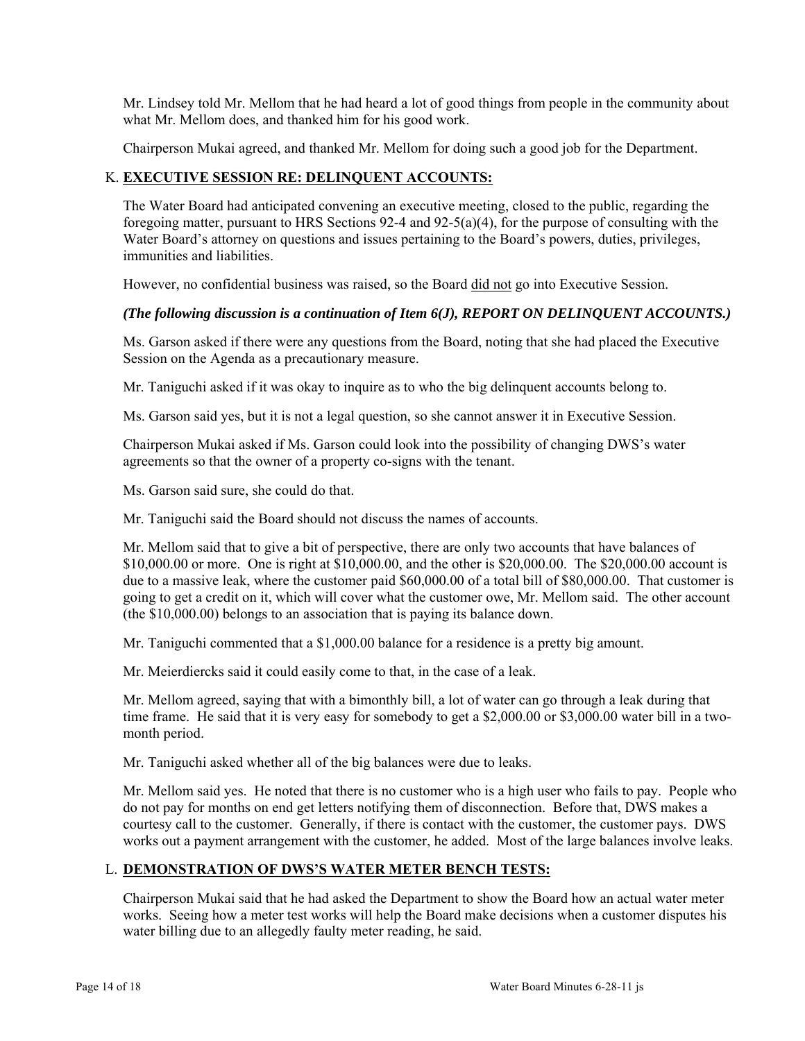Mr. Lindsey told Mr. Mellom that he had heard a lot of good things from people in the community about what Mr. Mellom does, and thanked him for his good work.

Chairperson Mukai agreed, and thanked Mr. Mellom for doing such a good job for the Department.

## K. **EXECUTIVE SESSION RE: DELINQUENT ACCOUNTS:**

The Water Board had anticipated convening an executive meeting, closed to the public, regarding the foregoing matter, pursuant to HRS Sections 92-4 and 92-5(a)(4), for the purpose of consulting with the Water Board's attorney on questions and issues pertaining to the Board's powers, duties, privileges, immunities and liabilities.

However, no confidential business was raised, so the Board did not go into Executive Session.

***(The following discussion is a continuation of Item 6(J), REPORT ON DELINQUENT ACCOUNTS.)***

Ms. Garson asked if there were any questions from the Board, noting that she had placed the Executive Session on the Agenda as a precautionary measure.

Mr. Taniguchi asked if it was okay to inquire as to who the big delinquent accounts belong to.

Ms. Garson said yes, but it is not a legal question, so she cannot answer it in Executive Session.

Chairperson Mukai asked if Ms. Garson could look into the possibility of changing DWS's water agreements so that the owner of a property co-signs with the tenant.

Ms. Garson said sure, she could do that.

Mr. Taniguchi said the Board should not discuss the names of accounts.

Mr. Mellom said that to give a bit of perspective, there are only two accounts that have balances of $10,000.00 or more. One is right at $10,000.00, and the other is $20,000.00. The $20,000.00 account is due to a massive leak, where the customer paid $60,000.00 of a total bill of $80,000.00. That customer is going to get a credit on it, which will cover what the customer owe, Mr. Mellom said. The other account (the $10,000.00) belongs to an association that is paying its balance down.

Mr. Taniguchi commented that a $1,000.00 balance for a residence is a pretty big amount.

Mr. Meierdiercks said it could easily come to that, in the case of a leak.

Mr. Mellom agreed, saying that with a bimonthly bill, a lot of water can go through a leak during that time frame. He said that it is very easy for somebody to get a $2,000.00 or $3,000.00 water bill in a two-month period.

Mr. Taniguchi asked whether all of the big balances were due to leaks.

Mr. Mellom said yes. He noted that there is no customer who is a high user who fails to pay. People who do not pay for months on end get letters notifying them of disconnection. Before that, DWS makes a courtesy call to the customer. Generally, if there is contact with the customer, the customer pays. DWS works out a payment arrangement with the customer, he added. Most of the large balances involve leaks.

## L. **DEMONSTRATION OF DWS'S WATER METER BENCH TESTS:**

Chairperson Mukai said that he had asked the Department to show the Board how an actual water meter works. Seeing how a meter test works will help the Board make decisions when a customer disputes his water billing due to an allegedly faulty meter reading, he said.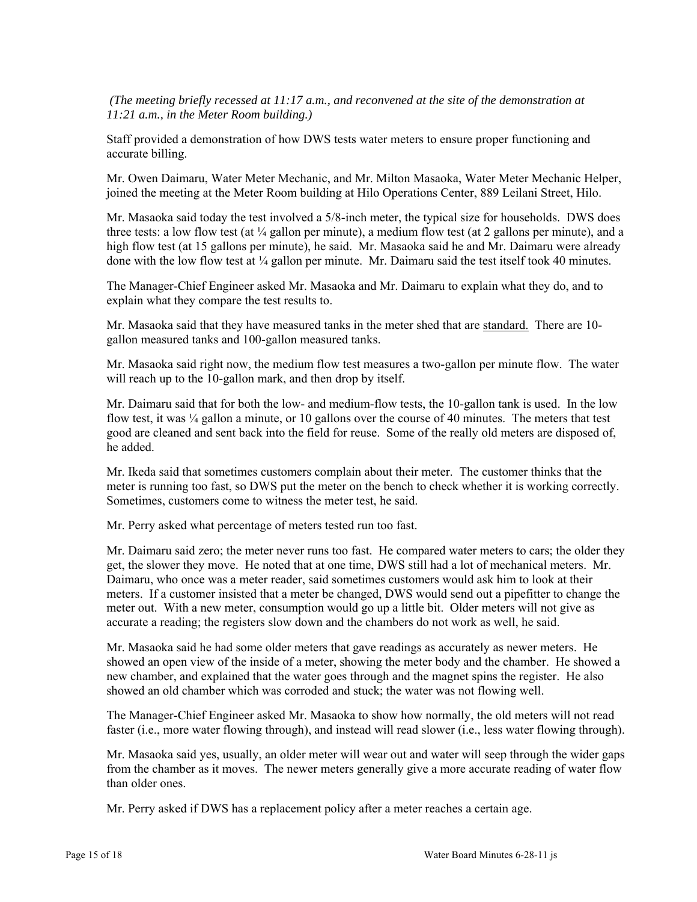*(The meeting briefly recessed at 11:17 a.m., and reconvened at the site of the demonstration at 11:21 a.m., in the Meter Room building.)*

Staff provided a demonstration of how DWS tests water meters to ensure proper functioning and accurate billing.

Mr. Owen Daimaru, Water Meter Mechanic, and Mr. Milton Masaoka, Water Meter Mechanic Helper, joined the meeting at the Meter Room building at Hilo Operations Center, 889 Leilani Street, Hilo.

Mr. Masaoka said today the test involved a 5/8-inch meter, the typical size for households. DWS does three tests: a low flow test (at ¼ gallon per minute), a medium flow test (at 2 gallons per minute), and a high flow test (at 15 gallons per minute), he said. Mr. Masaoka said he and Mr. Daimaru were already done with the low flow test at ¼ gallon per minute. Mr. Daimaru said the test itself took 40 minutes.

The Manager-Chief Engineer asked Mr. Masaoka and Mr. Daimaru to explain what they do, and to explain what they compare the test results to.

Mr. Masaoka said that they have measured tanks in the meter shed that are <u>standard.</u> There are 10-gallon measured tanks and 100-gallon measured tanks.

Mr. Masaoka said right now, the medium flow test measures a two-gallon per minute flow. The water will reach up to the 10-gallon mark, and then drop by itself.

Mr. Daimaru said that for both the low- and medium-flow tests, the 10-gallon tank is used. In the low flow test, it was ¼ gallon a minute, or 10 gallons over the course of 40 minutes. The meters that test good are cleaned and sent back into the field for reuse. Some of the really old meters are disposed of, he added.

Mr. Ikeda said that sometimes customers complain about their meter. The customer thinks that the meter is running too fast, so DWS put the meter on the bench to check whether it is working correctly. Sometimes, customers come to witness the meter test, he said.

Mr. Perry asked what percentage of meters tested run too fast.

Mr. Daimaru said zero; the meter never runs too fast. He compared water meters to cars; the older they get, the slower they move. He noted that at one time, DWS still had a lot of mechanical meters. Mr. Daimaru, who once was a meter reader, said sometimes customers would ask him to look at their meters. If a customer insisted that a meter be changed, DWS would send out a pipefitter to change the meter out. With a new meter, consumption would go up a little bit. Older meters will not give as accurate a reading; the registers slow down and the chambers do not work as well, he said.

Mr. Masaoka said he had some older meters that gave readings as accurately as newer meters. He showed an open view of the inside of a meter, showing the meter body and the chamber. He showed a new chamber, and explained that the water goes through and the magnet spins the register. He also showed an old chamber which was corroded and stuck; the water was not flowing well.

The Manager-Chief Engineer asked Mr. Masaoka to show how normally, the old meters will not read faster (i.e., more water flowing through), and instead will read slower (i.e., less water flowing through).

Mr. Masaoka said yes, usually, an older meter will wear out and water will seep through the wider gaps from the chamber as it moves. The newer meters generally give a more accurate reading of water flow than older ones.

Mr. Perry asked if DWS has a replacement policy after a meter reaches a certain age.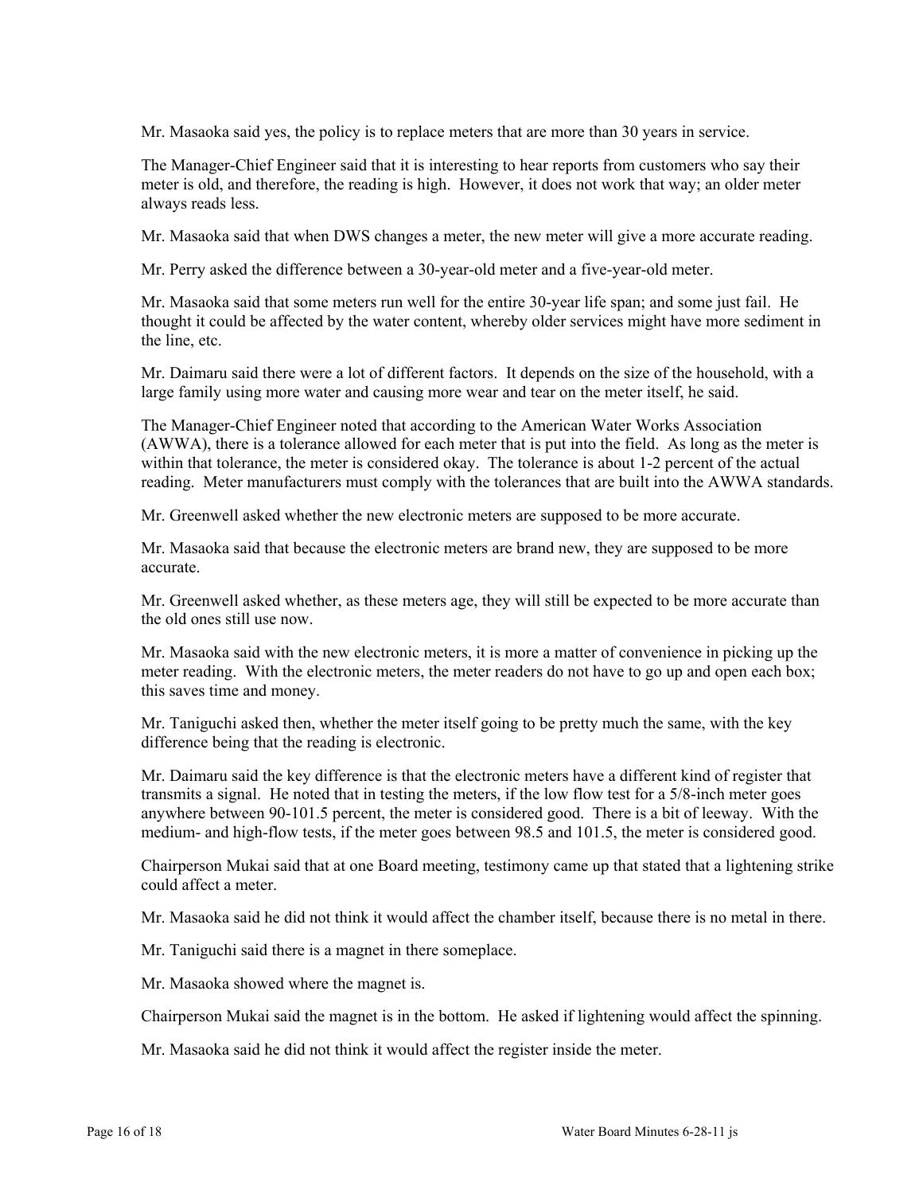Mr. Masaoka said yes, the policy is to replace meters that are more than 30 years in service.

The Manager-Chief Engineer said that it is interesting to hear reports from customers who say their meter is old, and therefore, the reading is high. However, it does not work that way; an older meter always reads less.

Mr. Masaoka said that when DWS changes a meter, the new meter will give a more accurate reading.

Mr. Perry asked the difference between a 30-year-old meter and a five-year-old meter.

Mr. Masaoka said that some meters run well for the entire 30-year life span; and some just fail. He thought it could be affected by the water content, whereby older services might have more sediment in the line, etc.

Mr. Daimaru said there were a lot of different factors. It depends on the size of the household, with a large family using more water and causing more wear and tear on the meter itself, he said.

The Manager-Chief Engineer noted that according to the American Water Works Association (AWWA), there is a tolerance allowed for each meter that is put into the field. As long as the meter is within that tolerance, the meter is considered okay. The tolerance is about 1-2 percent of the actual reading. Meter manufacturers must comply with the tolerances that are built into the AWWA standards.

Mr. Greenwell asked whether the new electronic meters are supposed to be more accurate.

Mr. Masaoka said that because the electronic meters are brand new, they are supposed to be more accurate.

Mr. Greenwell asked whether, as these meters age, they will still be expected to be more accurate than the old ones still use now.

Mr. Masaoka said with the new electronic meters, it is more a matter of convenience in picking up the meter reading. With the electronic meters, the meter readers do not have to go up and open each box; this saves time and money.

Mr. Taniguchi asked then, whether the meter itself going to be pretty much the same, with the key difference being that the reading is electronic.

Mr. Daimaru said the key difference is that the electronic meters have a different kind of register that transmits a signal. He noted that in testing the meters, if the low flow test for a 5/8-inch meter goes anywhere between 90-101.5 percent, the meter is considered good. There is a bit of leeway. With the medium- and high-flow tests, if the meter goes between 98.5 and 101.5, the meter is considered good.

Chairperson Mukai said that at one Board meeting, testimony came up that stated that a lightening strike could affect a meter.

Mr. Masaoka said he did not think it would affect the chamber itself, because there is no metal in there.

Mr. Taniguchi said there is a magnet in there someplace.

Mr. Masaoka showed where the magnet is.

Chairperson Mukai said the magnet is in the bottom. He asked if lightening would affect the spinning.

Mr. Masaoka said he did not think it would affect the register inside the meter.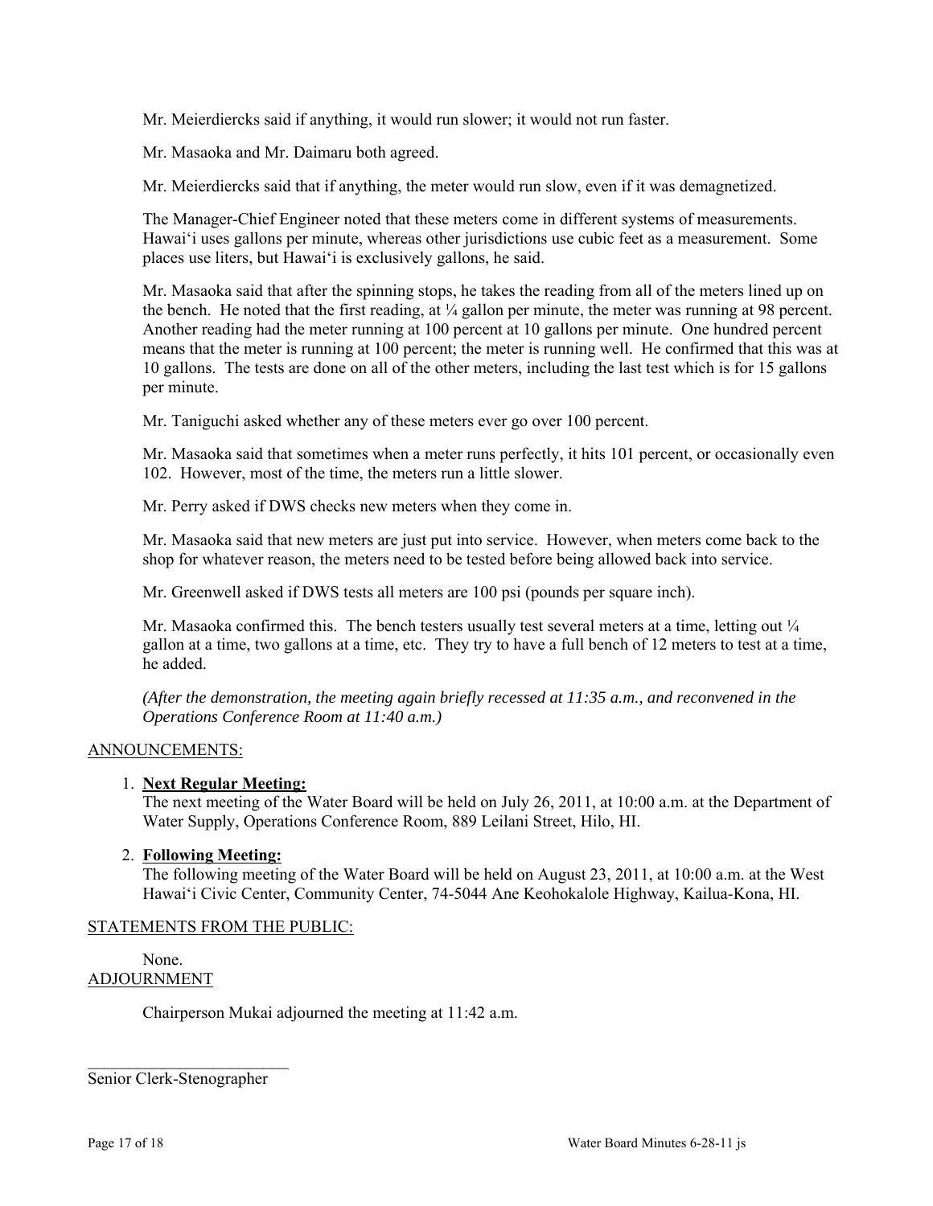Mr. Meierdiercks said if anything, it would run slower; it would not run faster.

Mr. Masaoka and Mr. Daimaru both agreed.

Mr. Meierdiercks said that if anything, the meter would run slow, even if it was demagnetized.

The Manager-Chief Engineer noted that these meters come in different systems of measurements. Hawaiʻi uses gallons per minute, whereas other jurisdictions use cubic feet as a measurement. Some places use liters, but Hawaiʻi is exclusively gallons, he said.

Mr. Masaoka said that after the spinning stops, he takes the reading from all of the meters lined up on the bench. He noted that the first reading, at ¼ gallon per minute, the meter was running at 98 percent. Another reading had the meter running at 100 percent at 10 gallons per minute. One hundred percent means that the meter is running at 100 percent; the meter is running well. He confirmed that this was at 10 gallons. The tests are done on all of the other meters, including the last test which is for 15 gallons per minute.

Mr. Taniguchi asked whether any of these meters ever go over 100 percent.

Mr. Masaoka said that sometimes when a meter runs perfectly, it hits 101 percent, or occasionally even 102. However, most of the time, the meters run a little slower.

Mr. Perry asked if DWS checks new meters when they come in.

Mr. Masaoka said that new meters are just put into service. However, when meters come back to the shop for whatever reason, the meters need to be tested before being allowed back into service.

Mr. Greenwell asked if DWS tests all meters are 100 psi (pounds per square inch).

Mr. Masaoka confirmed this. The bench testers usually test several meters at a time, letting out ¼ gallon at a time, two gallons at a time, etc. They try to have a full bench of 12 meters to test at a time, he added.

*(After the demonstration, the meeting again briefly recessed at 11:35 a.m., and reconvened in the Operations Conference Room at 11:40 a.m.)*

ANNOUNCEMENTS:

1. **Next Regular Meeting:**
   The next meeting of the Water Board will be held on July 26, 2011, at 10:00 a.m. at the Department of Water Supply, Operations Conference Room, 889 Leilani Street, Hilo, HI.

2. **Following Meeting:**
   The following meeting of the Water Board will be held on August 23, 2011, at 10:00 a.m. at the West Hawaiʻi Civic Center, Community Center, 74-5044 Ane Keohokalole Highway, Kailua-Kona, HI.

STATEMENTS FROM THE PUBLIC:

None.

ADJOURNMENT

Chairperson Mukai adjourned the meeting at 11:42 a.m.

_________________________
Senior Clerk-Stenographer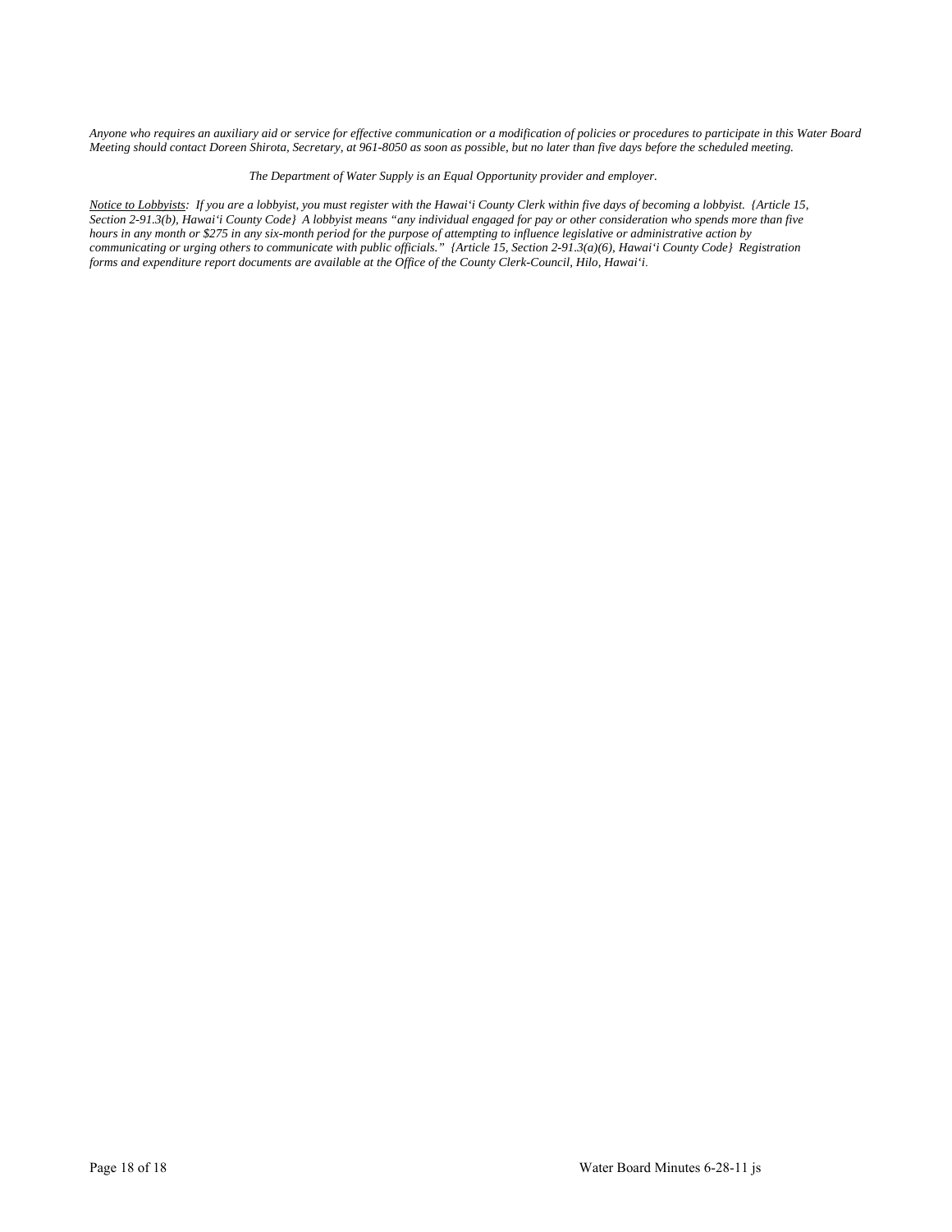*Anyone who requires an auxiliary aid or service for effective communication or a modification of policies or procedures to participate in this Water Board Meeting should contact Doreen Shirota, Secretary, at 961-8050 as soon as possible, but no later than five days before the scheduled meeting.*

*The Department of Water Supply is an Equal Opportunity provider and employer.*

*<u>Notice to Lobbyists</u>: If you are a lobbyist, you must register with the Hawai'i County Clerk within five days of becoming a lobbyist. {Article 15, Section 2-91.3(b), Hawai'i County Code} A lobbyist means "any individual engaged for pay or other consideration who spends more than five hours in any month or $275 in any six-month period for the purpose of attempting to influence legislative or administrative action by communicating or urging others to communicate with public officials." {Article 15, Section 2-91.3(a)(6), Hawai'i County Code} Registration forms and expenditure report documents are available at the Office of the County Clerk-Council, Hilo, Hawai'i.*